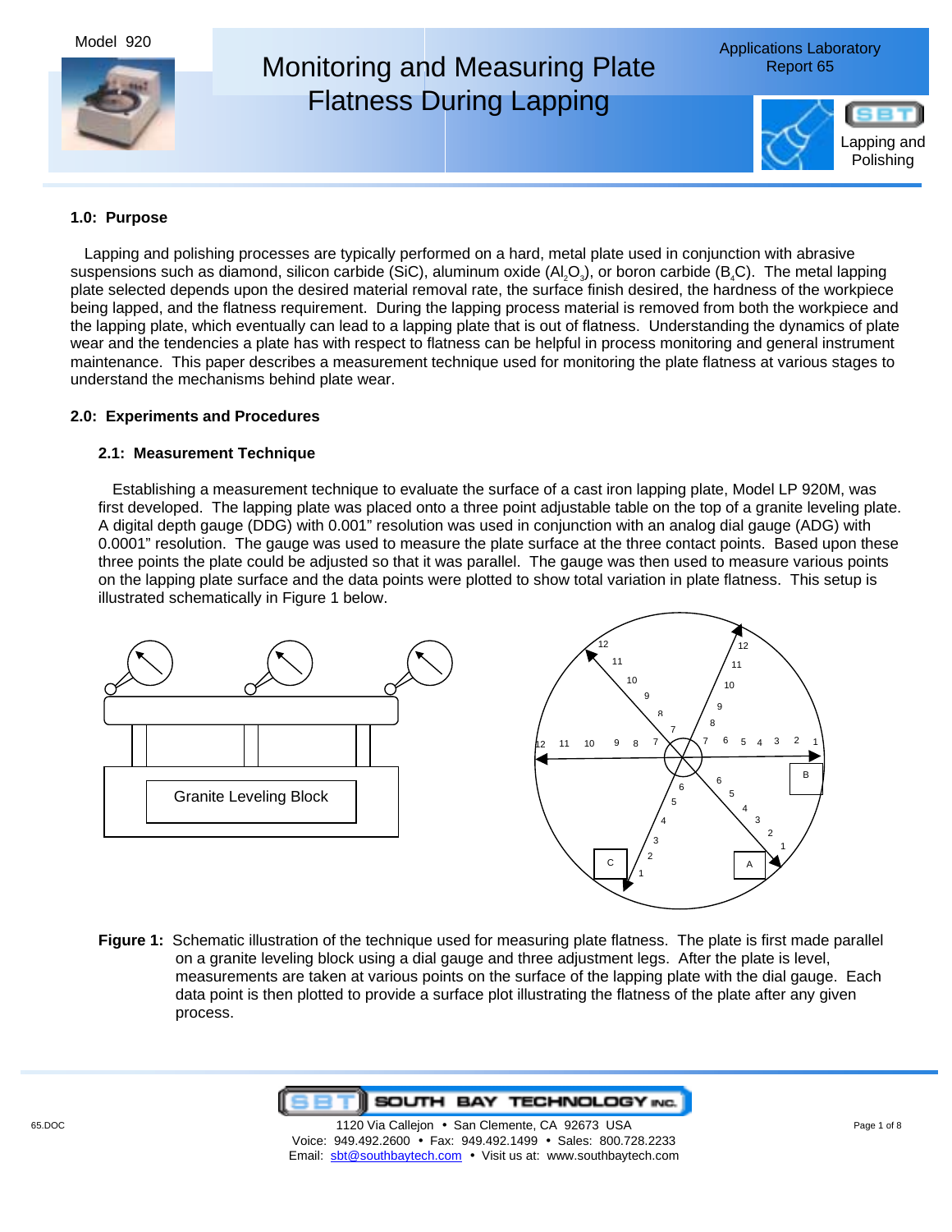Model 920

# Monitoring and Measuring Plate Flatness During Lapping

Applications Laboratory Report 65

Lapping and Polishing

## 1.0: Purpose

Lapping and polishing processes are typically performed on a hard, metal plate used in conjunction with abrasive suspensions such as diamond, silicon carbide (SiC), aluminum oxide ($Al_2O_3$), or boron carbide ($B_4C$). The metal lapping plate selected depends upon the desired material removal rate, the surface finish desired, the hardness of the workpiece being lapped, and the flatness requirement. During the lapping process material is removed from both the workpiece and the lapping plate, which eventually can lead to a lapping plate that is out of flatness. Understanding the dynamics of plate wear and the tendencies a plate has with respect to flatness can be helpful in process monitoring and general instrument maintenance. This paper describes a measurement technique used for monitoring the plate flatness at various stages to understand the mechanisms behind plate wear.

## 2.0: Experiments and Procedures

### 2.1: Measurement Technique

Establishing a measurement technique to evaluate the surface of a cast iron lapping plate, Model LP 920M, was first developed. The lapping plate was placed onto a three point adjustable table on the top of a granite leveling plate. A digital depth gauge (DDG) with 0.001" resolution was used in conjunction with an analog dial gauge (ADG) with 0.0001" resolution. The gauge was used to measure the plate surface at the three contact points. Based upon these three points the plate could be adjusted so that it was parallel. The gauge was then used to measure various points on the lapping plate surface and the data points were plotted to show total variation in plate flatness. This setup is illustrated schematically in Figure 1 below.

Granite Leveling Block

**Figure 1:** Schematic illustration of the technique used for measuring plate flatness. The plate is first made parallel on a granite leveling block using a dial gauge and three adjustment legs. After the plate is level, measurements are taken at various points on the surface of the lapping plate with the dial gauge. Each data point is then plotted to provide a surface plot illustrating the flatness of the plate after any given process.

65.DOC

SOUTH BAY TECHNOLOGY INC.
1120 Via Callejon • San Clemente, CA 92673 USA
Voice: 949.492.2600 • Fax: 949.492.1499 • Sales: 800.728.2233
Email: sbt@southbaytech.com • Visit us at: www.southbaytech.com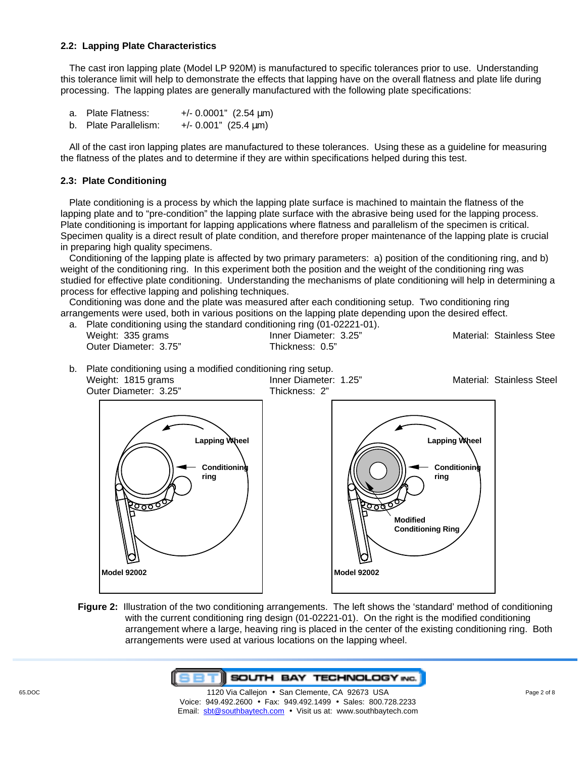### 2.2: Lapping Plate Characteristics

The cast iron lapping plate (Model LP 920M) is manufactured to specific tolerances prior to use. Understanding this tolerance limit will help to demonstrate the effects that lapping have on the overall flatness and plate life during processing. The lapping plates are generally manufactured with the following plate specifications:

a. Plate Flatness: +/- 0.0001" (2.54 µm)
b. Plate Parallelism: +/- 0.001" (25.4 µm)

All of the cast iron lapping plates are manufactured to these tolerances. Using these as a guideline for measuring the flatness of the plates and to determine if they are within specifications helped during this test.

### 2.3: Plate Conditioning

Plate conditioning is a process by which the lapping plate surface is machined to maintain the flatness of the lapping plate and to "pre-condition" the lapping plate surface with the abrasive being used for the lapping process. Plate conditioning is important for lapping applications where flatness and parallelism of the specimen is critical. Specimen quality is a direct result of plate condition, and therefore proper maintenance of the lapping plate is crucial in preparing high quality specimens.

Conditioning of the lapping plate is affected by two primary parameters: a) position of the conditioning ring, and b) weight of the conditioning ring. In this experiment both the position and the weight of the conditioning ring was studied for effective plate conditioning. Understanding the mechanisms of plate conditioning will help in determining a process for effective lapping and polishing techniques.

Conditioning was done and the plate was measured after each conditioning setup. Two conditioning ring arrangements were used, both in various positions on the lapping plate depending upon the desired effect.

a. Plate conditioning using the standard conditioning ring (01-02221-01).
   Weight: 335 grams    Inner Diameter: 3.25"    Material: Stainless Stee
   Outer Diameter: 3.75"    Thickness: 0.5"

b. Plate conditioning using a modified conditioning ring setup.
   Weight: 1815 grams    Inner Diameter: 1.25"    Material: Stainless Steel
   Outer Diameter: 3.25"    Thickness: 2"

**Figure 2:** Illustration of the two conditioning arrangements. The left shows the 'standard' method of conditioning with the current conditioning ring design (01-02221-01). On the right is the modified conditioning arrangement where a large, heaving ring is placed in the center of the existing conditioning ring. Both arrangements were used at various locations on the lapping wheel.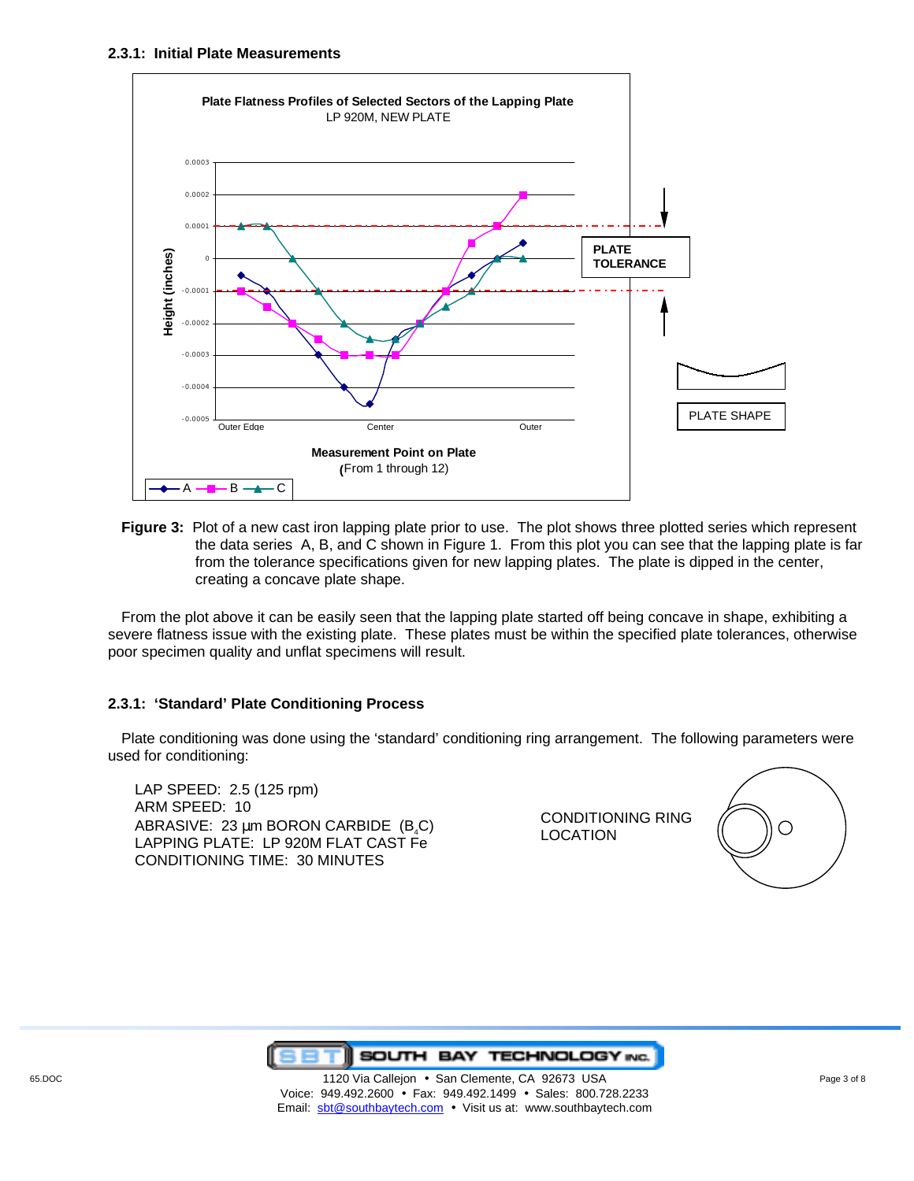### 2.3.1: Initial Plate Measurements

**Figure 3:** Plot of a new cast iron lapping plate prior to use. The plot shows three plotted series which represent the data series A, B, and C shown in Figure 1. From this plot you can see that the lapping plate is far from the tolerance specifications given for new lapping plates. The plate is dipped in the center, creating a concave plate shape.

From the plot above it can be easily seen that the lapping plate started off being concave in shape, exhibiting a severe flatness issue with the existing plate. These plates must be within the specified plate tolerances, otherwise poor specimen quality and unflat specimens will result.

### 2.3.1: 'Standard' Plate Conditioning Process

Plate conditioning was done using the 'standard' conditioning ring arrangement. The following parameters were used for conditioning:

LAP SPEED: 2.5 (125 rpm)
ARM SPEED: 10
ABRASIVE: 23 µm BORON CARBIDE ($B_4C$)
LAPPING PLATE: LP 920M FLAT CAST Fe
CONDITIONING TIME: 30 MINUTES

CONDITIONING RING LOCATION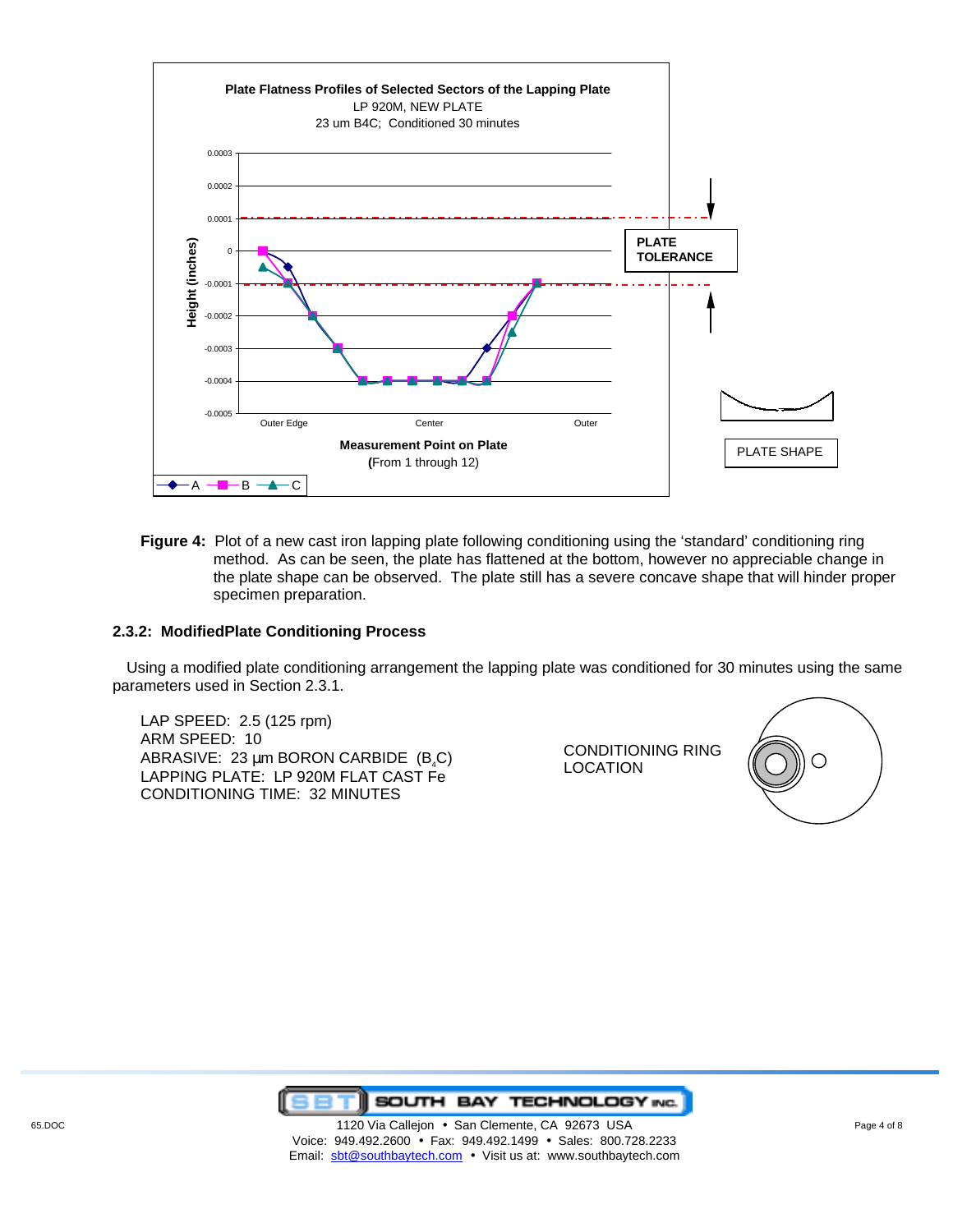**Figure 4:** Plot of a new cast iron lapping plate following conditioning using the 'standard' conditioning ring method. As can be seen, the plate has flattened at the bottom, however no appreciable change in the plate shape can be observed. The plate still has a severe concave shape that will hinder proper specimen preparation.

### 2.3.2: ModifiedPlate Conditioning Process

Using a modified plate conditioning arrangement the lapping plate was conditioned for 30 minutes using the same parameters used in Section 2.3.1.

LAP SPEED: 2.5 (125 rpm)
ARM SPEED: 10
ABRASIVE: 23 µm BORON CARBIDE ($B_4C$)
LAPPING PLATE: LP 920M FLAT CAST Fe
CONDITIONING TIME: 32 MINUTES

CONDITIONING RING LOCATION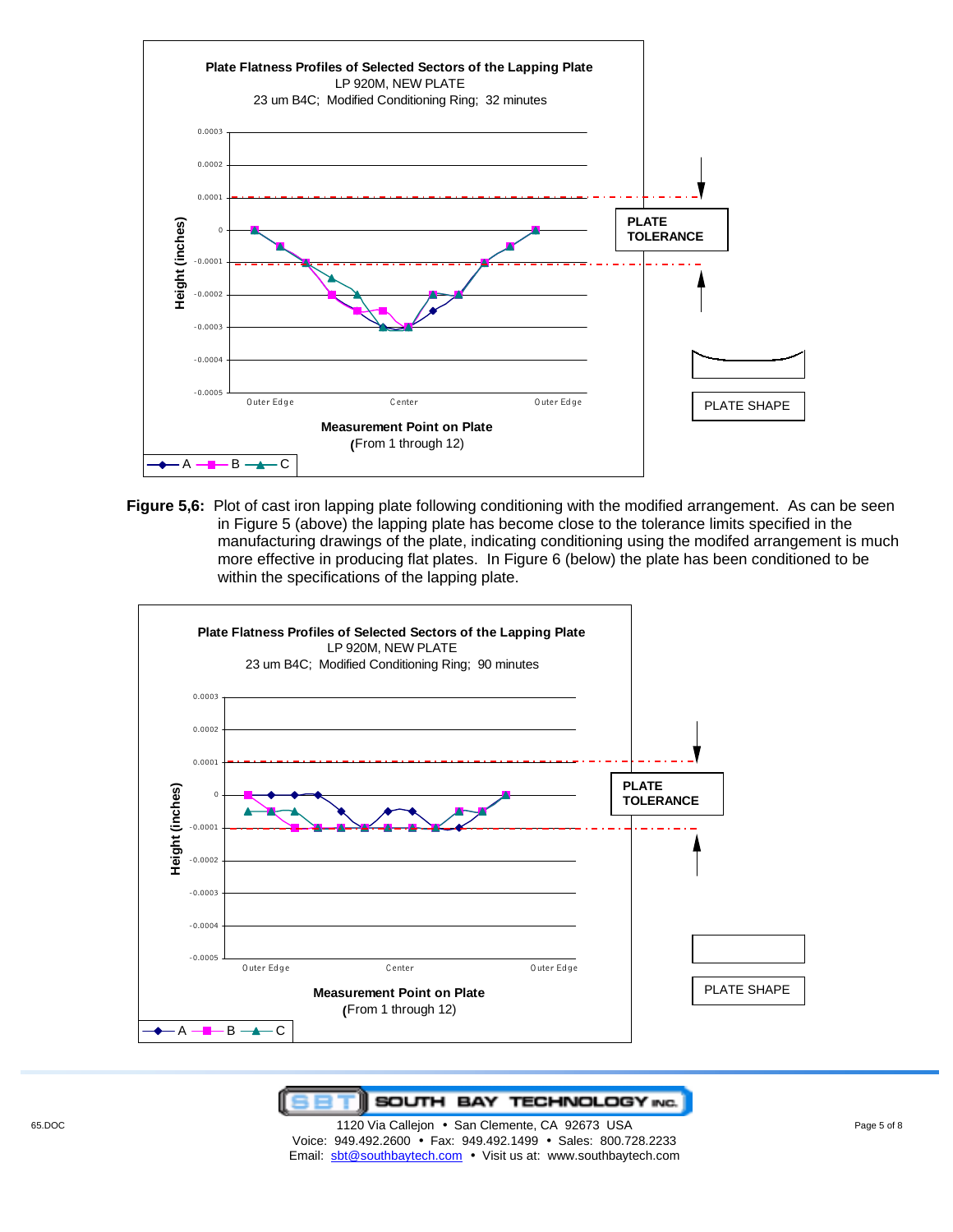**Plate Flatness Profiles of Selected Sectors of the Lapping Plate**
LP 920M, NEW PLATE
23 um B4C; Modified Conditioning Ring; 32 minutes

**Figure 5,6:** Plot of cast iron lapping plate following conditioning with the modified arrangement. As can be seen in Figure 5 (above) the lapping plate has become close to the tolerance limits specified in the manufacturing drawings of the plate, indicating conditioning using the modifed arrangement is much more effective in producing flat plates. In Figure 6 (below) the plate has been conditioned to be within the specifications of the lapping plate.

**Plate Flatness Profiles of Selected Sectors of the Lapping Plate**
LP 920M, NEW PLATE
23 um B4C; Modified Conditioning Ring; 90 minutes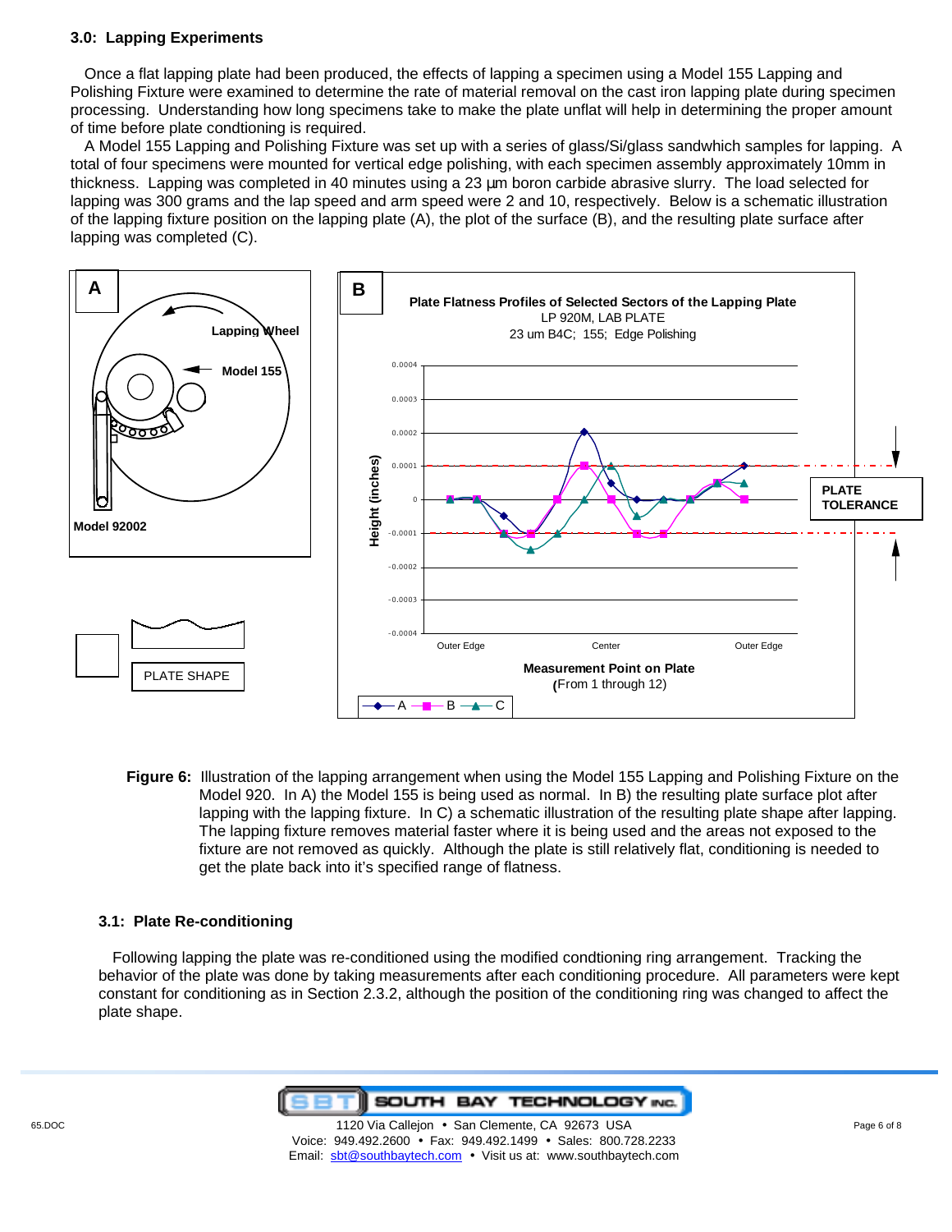### 3.0: Lapping Experiments

Once a flat lapping plate had been produced, the effects of lapping a specimen using a Model 155 Lapping and Polishing Fixture were examined to determine the rate of material removal on the cast iron lapping plate during specimen processing. Understanding how long specimens take to make the plate unflat will help in determining the proper amount of time before plate condtioning is required.

A Model 155 Lapping and Polishing Fixture was set up with a series of glass/Si/glass sandwhich samples for lapping. A total of four specimens were mounted for vertical edge polishing, with each specimen assembly approximately 10mm in thickness. Lapping was completed in 40 minutes using a 23 µm boron carbide abrasive slurry. The load selected for lapping was 300 grams and the lap speed and arm speed were 2 and 10, respectively. Below is a schematic illustration of the lapping fixture position on the lapping plate (A), the plot of the surface (B), and the resulting plate surface after lapping was completed (C).

**Figure 6:** Illustration of the lapping arrangement when using the Model 155 Lapping and Polishing Fixture on the Model 920. In A) the Model 155 is being used as normal. In B) the resulting plate surface plot after lapping with the lapping fixture. In C) a schematic illustration of the resulting plate shape after lapping. The lapping fixture removes material faster where it is being used and the areas not exposed to the fixture are not removed as quickly. Although the plate is still relatively flat, conditioning is needed to get the plate back into it's specified range of flatness.

### 3.1: Plate Re-conditioning

Following lapping the plate was re-conditioned using the modified condtioning ring arrangement. Tracking the behavior of the plate was done by taking measurements after each conditioning procedure. All parameters were kept constant for conditioning as in Section 2.3.2, although the position of the conditioning ring was changed to affect the plate shape.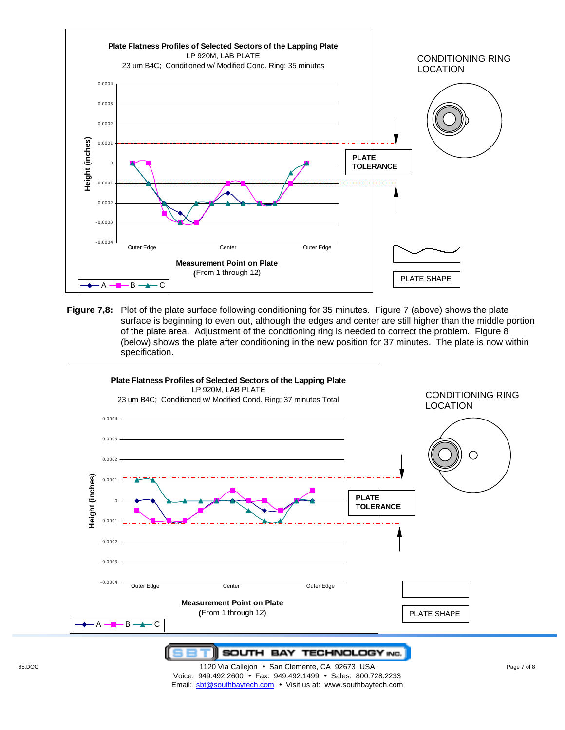**Plate Flatness Profiles of Selected Sectors of the Lapping Plate**
LP 920M, LAB PLATE
23 um B4C; Conditioned w/ Modified Cond. Ring; 35 minutes

Height (inches)

0.0004
0.0003
0.0002
0.0001
0
-0.0001
-0.0002
-0.0003
-0.0004

Outer Edge — Center — Outer Edge

**Measurement Point on Plate**
(From 1 through 12)

A — B — C

CONDITIONING RING LOCATION

**PLATE TOLERANCE**

PLATE SHAPE

**Figure 7,8:** Plot of the plate surface following conditioning for 35 minutes. Figure 7 (above) shows the plate surface is beginning to even out, although the edges and center are still higher than the middle portion of the plate area. Adjustment of the condtioning ring is needed to correct the problem. Figure 8 (below) shows the plate after conditioning in the new position for 37 minutes. The plate is now within specification.

**Plate Flatness Profiles of Selected Sectors of the Lapping Plate**
LP 920M, LAB PLATE
23 um B4C; Conditioned w/ Modified Cond. Ring; 37 minutes Total

Height (inches)

0.0004
0.0003
0.0002
0.0001
0
-0.0001
-0.0002
-0.0003
-0.0004

Outer Edge — Center — Outer Edge

**Measurement Point on Plate**
(From 1 through 12)

A — B — C

CONDITIONING RING LOCATION

**PLATE TOLERANCE**

PLATE SHAPE

SOUTH BAY TECHNOLOGY INC.

1120 Via Callejon • San Clemente, CA 92673 USA
Voice: 949.492.2600 • Fax: 949.492.1499 • Sales: 800.728.2233
Email: sbt@southbaytech.com • Visit us at: www.southbaytech.com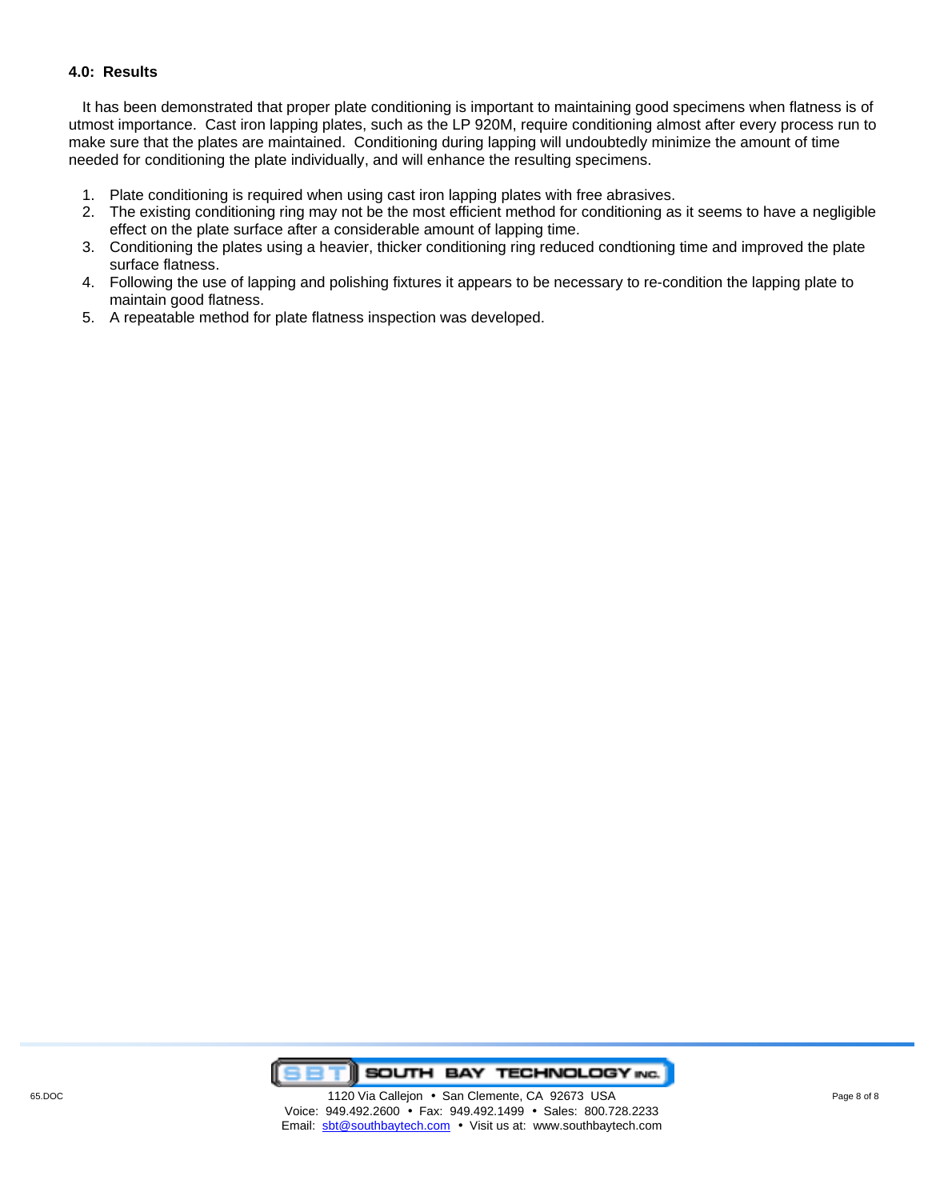### 4.0: Results

It has been demonstrated that proper plate conditioning is important to maintaining good specimens when flatness is of utmost importance. Cast iron lapping plates, such as the LP 920M, require conditioning almost after every process run to make sure that the plates are maintained. Conditioning during lapping will undoubtedly minimize the amount of time needed for conditioning the plate individually, and will enhance the resulting specimens.

1. Plate conditioning is required when using cast iron lapping plates with free abrasives.
2. The existing conditioning ring may not be the most efficient method for conditioning as it seems to have a negligible effect on the plate surface after a considerable amount of lapping time.
3. Conditioning the plates using a heavier, thicker conditioning ring reduced condtioning time and improved the plate surface flatness.
4. Following the use of lapping and polishing fixtures it appears to be necessary to re-condition the lapping plate to maintain good flatness.
5. A repeatable method for plate flatness inspection was developed.